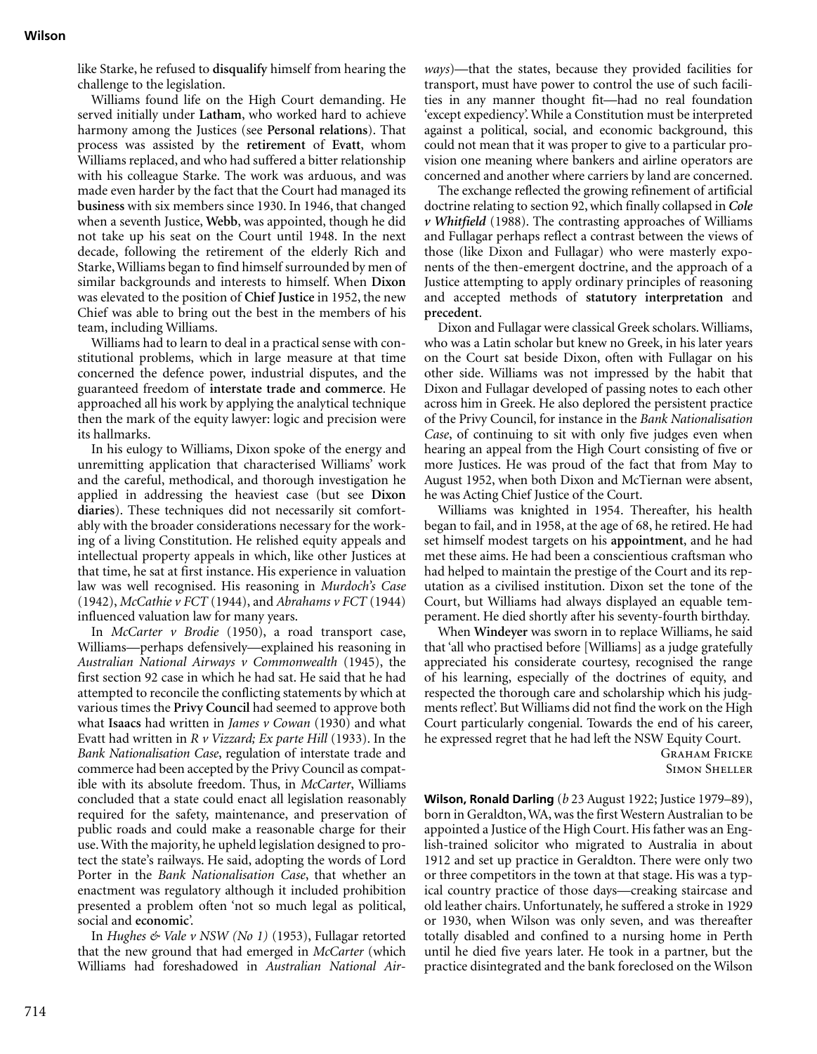like Starke, he refused to **disqualify** himself from hearing the challenge to the legislation.

Williams found life on the High Court demanding. He served initially under **Latham**, who worked hard to achieve harmony among the Justices (see **Personal relations**). That process was assisted by the **retirement** of **Evatt**, whom Williams replaced, and who had suffered a bitter relationship with his colleague Starke. The work was arduous, and was made even harder by the fact that the Court had managed its **business** with six members since 1930. In 1946, that changed when a seventh Justice, **Webb**, was appointed, though he did not take up his seat on the Court until 1948. In the next decade, following the retirement of the elderly Rich and Starke, Williams began to find himself surrounded by men of similar backgrounds and interests to himself. When **Dixon** was elevated to the position of **Chief Justice** in 1952, the new Chief was able to bring out the best in the members of his team, including Williams.

Williams had to learn to deal in a practical sense with constitutional problems, which in large measure at that time concerned the defence power, industrial disputes, and the guaranteed freedom of **interstate trade and commerce**. He approached all his work by applying the analytical technique then the mark of the equity lawyer: logic and precision were its hallmarks.

In his eulogy to Williams, Dixon spoke of the energy and unremitting application that characterised Williams' work and the careful, methodical, and thorough investigation he applied in addressing the heaviest case (but see **Dixon diaries**). These techniques did not necessarily sit comfortably with the broader considerations necessary for the working of a living Constitution. He relished equity appeals and intellectual property appeals in which, like other Justices at that time, he sat at first instance. His experience in valuation law was well recognised. His reasoning in *Murdoch's Case* (1942), *McCathie v FCT* (1944), and *Abrahams v FCT* (1944) influenced valuation law for many years.

In *McCarter v Brodie* (1950), a road transport case, Williams—perhaps defensively—explained his reasoning in *Australian National Airways v Commonwealth* (1945), the first section 92 case in which he had sat. He said that he had attempted to reconcile the conflicting statements by which at various times the **Privy Council** had seemed to approve both what **Isaacs** had written in *James v Cowan* (1930) and what Evatt had written in *R v Vizzard; Ex parte Hill* (1933). In the *Bank Nationalisation Case*, regulation of interstate trade and commerce had been accepted by the Privy Council as compatible with its absolute freedom. Thus, in *McCarter*, Williams concluded that a state could enact all legislation reasonably required for the safety, maintenance, and preservation of public roads and could make a reasonable charge for their use. With the majority, he upheld legislation designed to protect the state's railways. He said, adopting the words of Lord Porter in the *Bank Nationalisation Case*, that whether an enactment was regulatory although it included prohibition presented a problem often 'not so much legal as political, social and **economic**'.

In *Hughes & Vale v NSW (No 1)* (1953), Fullagar retorted that the new ground that had emerged in *McCarter* (which Williams had foreshadowed in *Australian National Airways*)—that the states, because they provided facilities for transport, must have power to control the use of such facilities in any manner thought fit—had no real foundation 'except expediency'. While a Constitution must be interpreted against a political, social, and economic background, this could not mean that it was proper to give to a particular provision one meaning where bankers and airline operators are concerned and another where carriers by land are concerned.

The exchange reflected the growing refinement of artificial doctrine relating to section 92, which finally collapsed in ***Cole v Whitfield*** (1988). The contrasting approaches of Williams and Fullagar perhaps reflect a contrast between the views of those (like Dixon and Fullagar) who were masterly exponents of the then-emergent doctrine, and the approach of a Justice attempting to apply ordinary principles of reasoning and accepted methods of **statutory interpretation** and **precedent**.

Dixon and Fullagar were classical Greek scholars. Williams, who was a Latin scholar but knew no Greek, in his later years on the Court sat beside Dixon, often with Fullagar on his other side. Williams was not impressed by the habit that Dixon and Fullagar developed of passing notes to each other across him in Greek. He also deplored the persistent practice of the Privy Council, for instance in the *Bank Nationalisation Case*, of continuing to sit with only five judges even when hearing an appeal from the High Court consisting of five or more Justices. He was proud of the fact that from May to August 1952, when both Dixon and McTiernan were absent, he was Acting Chief Justice of the Court.

Williams was knighted in 1954. Thereafter, his health began to fail, and in 1958, at the age of 68, he retired. He had set himself modest targets on his **appointment**, and he had met these aims. He had been a conscientious craftsman who had helped to maintain the prestige of the Court and its reputation as a civilised institution. Dixon set the tone of the Court, but Williams had always displayed an equable temperament. He died shortly after his seventy-fourth birthday.

When **Windeyer** was sworn in to replace Williams, he said that 'all who practised before [Williams] as a judge gratefully appreciated his considerate courtesy, recognised the range of his learning, especially of the doctrines of equity, and respected the thorough care and scholarship which his judgments reflect'. But Williams did not find the work on the High Court particularly congenial. Towards the end of his career, he expressed regret that he had left the NSW Equity Court.

Graham Fricke
Simon Sheller

**Wilson, Ronald Darling** (*b* 23 August 1922; Justice 1979–89), born in Geraldton, WA, was the first Western Australian to be appointed a Justice of the High Court. His father was an English-trained solicitor who migrated to Australia in about 1912 and set up practice in Geraldton. There were only two or three competitors in the town at that stage. His was a typical country practice of those days—creaking staircase and old leather chairs. Unfortunately, he suffered a stroke in 1929 or 1930, when Wilson was only seven, and was thereafter totally disabled and confined to a nursing home in Perth until he died five years later. He took in a partner, but the practice disintegrated and the bank foreclosed on the Wilson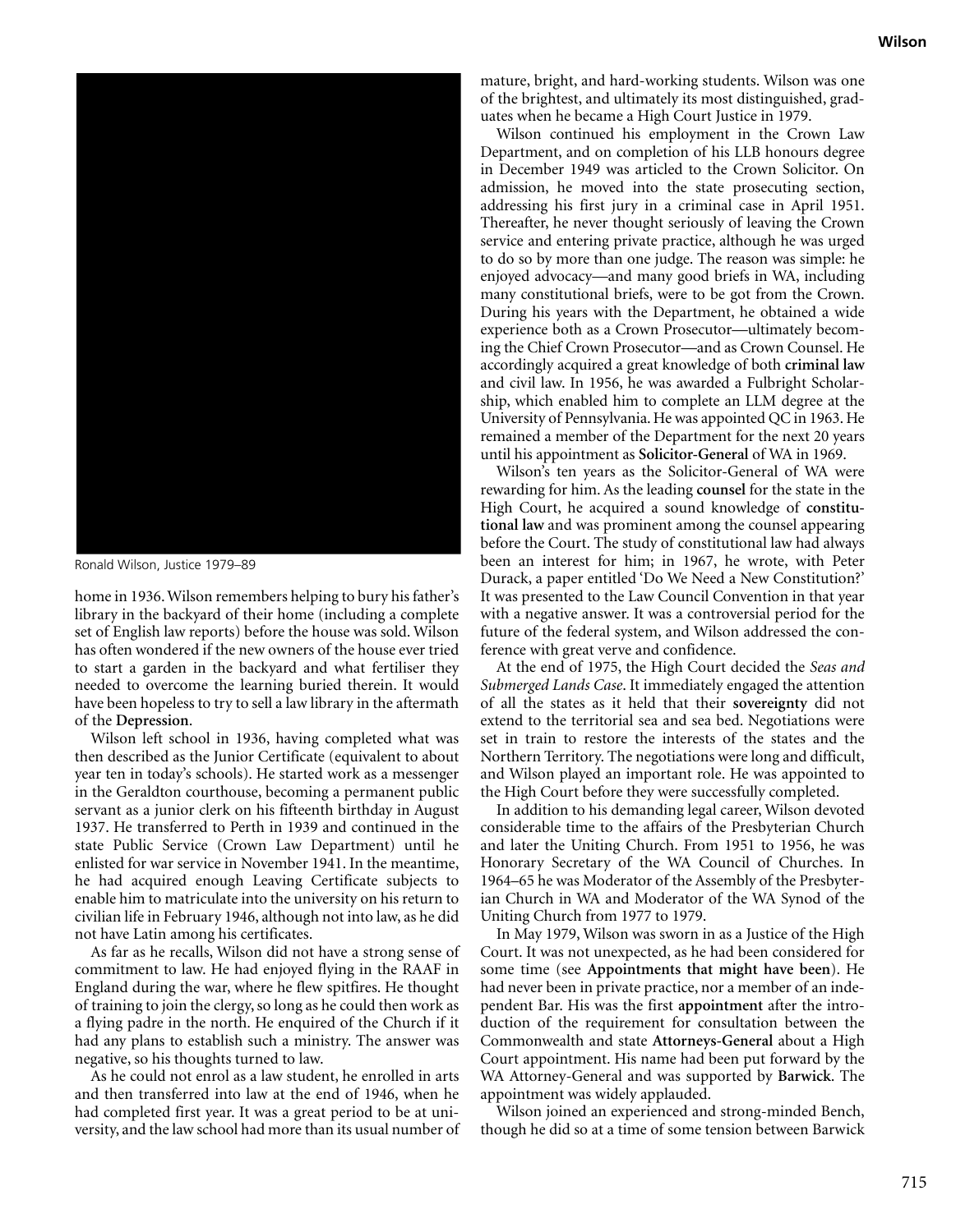Ronald Wilson, Justice 1979–89

home in 1936. Wilson remembers helping to bury his father's library in the backyard of their home (including a complete set of English law reports) before the house was sold. Wilson has often wondered if the new owners of the house ever tried to start a garden in the backyard and what fertiliser they needed to overcome the learning buried therein. It would have been hopeless to try to sell a law library in the aftermath of the **Depression**.

Wilson left school in 1936, having completed what was then described as the Junior Certificate (equivalent to about year ten in today's schools). He started work as a messenger in the Geraldton courthouse, becoming a permanent public servant as a junior clerk on his fifteenth birthday in August 1937. He transferred to Perth in 1939 and continued in the state Public Service (Crown Law Department) until he enlisted for war service in November 1941. In the meantime, he had acquired enough Leaving Certificate subjects to enable him to matriculate into the university on his return to civilian life in February 1946, although not into law, as he did not have Latin among his certificates.

As far as he recalls, Wilson did not have a strong sense of commitment to law. He had enjoyed flying in the RAAF in England during the war, where he flew spitfires. He thought of training to join the clergy, so long as he could then work as a flying padre in the north. He enquired of the Church if it had any plans to establish such a ministry. The answer was negative, so his thoughts turned to law.

As he could not enrol as a law student, he enrolled in arts and then transferred into law at the end of 1946, when he had completed first year. It was a great period to be at university, and the law school had more than its usual number of mature, bright, and hard-working students. Wilson was one of the brightest, and ultimately its most distinguished, graduates when he became a High Court Justice in 1979.

Wilson continued his employment in the Crown Law Department, and on completion of his LLB honours degree in December 1949 was articled to the Crown Solicitor. On admission, he moved into the state prosecuting section, addressing his first jury in a criminal case in April 1951. Thereafter, he never thought seriously of leaving the Crown service and entering private practice, although he was urged to do so by more than one judge. The reason was simple: he enjoyed advocacy—and many good briefs in WA, including many constitutional briefs, were to be got from the Crown. During his years with the Department, he obtained a wide experience both as a Crown Prosecutor—ultimately becoming the Chief Crown Prosecutor—and as Crown Counsel. He accordingly acquired a great knowledge of both **criminal law** and civil law. In 1956, he was awarded a Fulbright Scholarship, which enabled him to complete an LLM degree at the University of Pennsylvania. He was appointed QC in 1963. He remained a member of the Department for the next 20 years until his appointment as **Solicitor-General** of WA in 1969.

Wilson's ten years as the Solicitor-General of WA were rewarding for him. As the leading **counsel** for the state in the High Court, he acquired a sound knowledge of **constitutional law** and was prominent among the counsel appearing before the Court. The study of constitutional law had always been an interest for him; in 1967, he wrote, with Peter Durack, a paper entitled 'Do We Need a New Constitution?' It was presented to the Law Council Convention in that year with a negative answer. It was a controversial period for the future of the federal system, and Wilson addressed the conference with great verve and confidence.

At the end of 1975, the High Court decided the *Seas and Submerged Lands Case*. It immediately engaged the attention of all the states as it held that their **sovereignty** did not extend to the territorial sea and sea bed. Negotiations were set in train to restore the interests of the states and the Northern Territory. The negotiations were long and difficult, and Wilson played an important role. He was appointed to the High Court before they were successfully completed.

In addition to his demanding legal career, Wilson devoted considerable time to the affairs of the Presbyterian Church and later the Uniting Church. From 1951 to 1956, he was Honorary Secretary of the WA Council of Churches. In 1964–65 he was Moderator of the Assembly of the Presbyterian Church in WA and Moderator of the WA Synod of the Uniting Church from 1977 to 1979.

In May 1979, Wilson was sworn in as a Justice of the High Court. It was not unexpected, as he had been considered for some time (see **Appointments that might have been**). He had never been in private practice, nor a member of an independent Bar. His was the first **appointment** after the introduction of the requirement for consultation between the Commonwealth and state **Attorneys-General** about a High Court appointment. His name had been put forward by the WA Attorney-General and was supported by **Barwick**. The appointment was widely applauded.

Wilson joined an experienced and strong-minded Bench, though he did so at a time of some tension between Barwick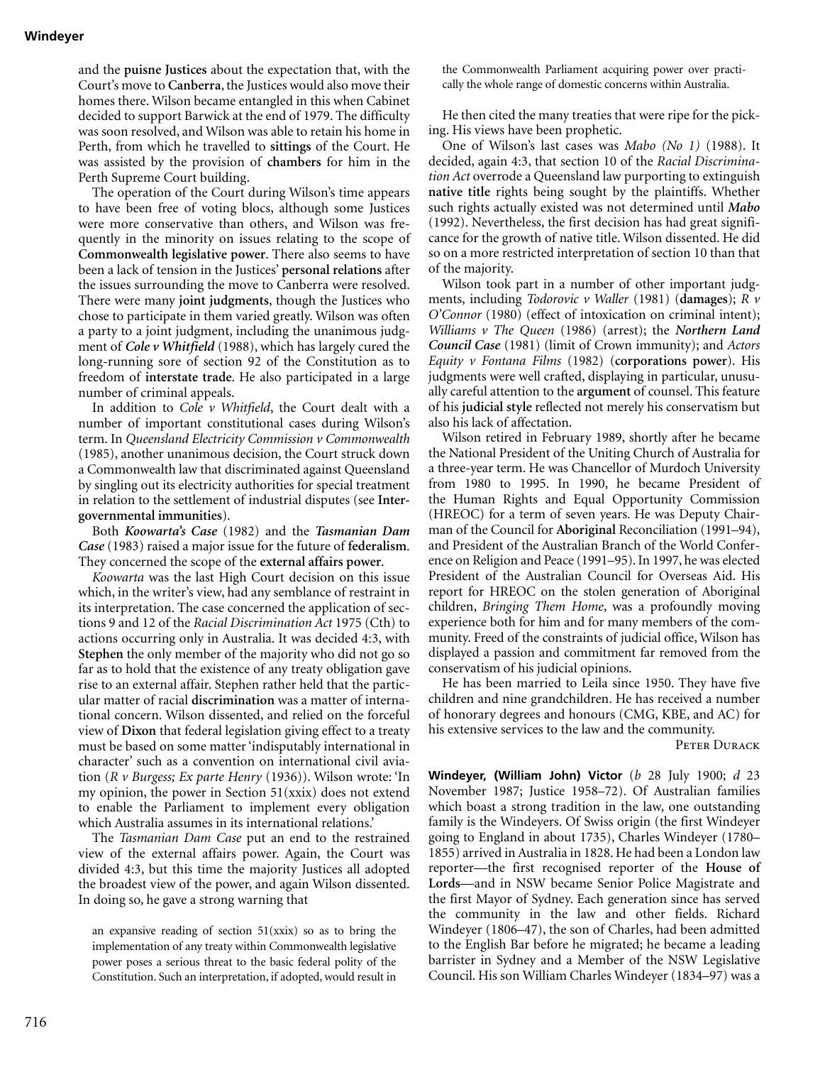and the **puisne Justices** about the expectation that, with the Court's move to **Canberra**, the Justices would also move their homes there. Wilson became entangled in this when Cabinet decided to support Barwick at the end of 1979. The difficulty was soon resolved, and Wilson was able to retain his home in Perth, from which he travelled to **sittings** of the Court. He was assisted by the provision of **chambers** for him in the Perth Supreme Court building.

The operation of the Court during Wilson's time appears to have been free of voting blocs, although some Justices were more conservative than others, and Wilson was frequently in the minority on issues relating to the scope of **Commonwealth legislative power**. There also seems to have been a lack of tension in the Justices' **personal relations** after the issues surrounding the move to Canberra were resolved. There were many **joint judgments**, though the Justices who chose to participate in them varied greatly. Wilson was often a party to a joint judgment, including the unanimous judgment of ***Cole v Whitfield*** (1988), which has largely cured the long-running sore of section 92 of the Constitution as to freedom of **interstate trade**. He also participated in a large number of criminal appeals.

In addition to *Cole v Whitfield*, the Court dealt with a number of important constitutional cases during Wilson's term. In *Queensland Electricity Commission v Commonwealth* (1985), another unanimous decision, the Court struck down a Commonwealth law that discriminated against Queensland by singling out its electricity authorities for special treatment in relation to the settlement of industrial disputes (see **Intergovernmental immunities**).

Both ***Koowarta's Case*** (1982) and the ***Tasmanian Dam Case*** (1983) raised a major issue for the future of **federalism**. They concerned the scope of the **external affairs power**.

*Koowarta* was the last High Court decision on this issue which, in the writer's view, had any semblance of restraint in its interpretation. The case concerned the application of sections 9 and 12 of the *Racial Discrimination Act* 1975 (Cth) to actions occurring only in Australia. It was decided 4:3, with **Stephen** the only member of the majority who did not go so far as to hold that the existence of any treaty obligation gave rise to an external affair. Stephen rather held that the particular matter of racial **discrimination** was a matter of international concern. Wilson dissented, and relied on the forceful view of **Dixon** that federal legislation giving effect to a treaty must be based on some matter 'indisputably international in character' such as a convention on international civil aviation (*R v Burgess; Ex parte Henry* (1936)). Wilson wrote: 'In my opinion, the power in Section 51(xxix) does not extend to enable the Parliament to implement every obligation which Australia assumes in its international relations.'

The *Tasmanian Dam Case* put an end to the restrained view of the external affairs power. Again, the Court was divided 4:3, but this time the majority Justices all adopted the broadest view of the power, and again Wilson dissented. In doing so, he gave a strong warning that

> an expansive reading of section 51(xxix) so as to bring the implementation of any treaty within Commonwealth legislative power poses a serious threat to the basic federal polity of the Constitution. Such an interpretation, if adopted, would result in the Commonwealth Parliament acquiring power over practically the whole range of domestic concerns within Australia.

He then cited the many treaties that were ripe for the picking. His views have been prophetic.

One of Wilson's last cases was *Mabo (No 1)* (1988). It decided, again 4:3, that section 10 of the *Racial Discrimination Act* overrode a Queensland law purporting to extinguish **native title** rights being sought by the plaintiffs. Whether such rights actually existed was not determined until ***Mabo*** (1992). Nevertheless, the first decision has had great significance for the growth of native title. Wilson dissented. He did so on a more restricted interpretation of section 10 than that of the majority.

Wilson took part in a number of other important judgments, including *Todorovic v Waller* (1981) (**damages**); *R v O'Connor* (1980) (effect of intoxication on criminal intent); *Williams v The Queen* (1986) (arrest); the ***Northern Land Council Case*** (1981) (limit of Crown immunity); and *Actors Equity v Fontana Films* (1982) (**corporations power**). His judgments were well crafted, displaying in particular, unusually careful attention to the **argument** of counsel. This feature of his **judicial style** reflected not merely his conservatism but also his lack of affectation.

Wilson retired in February 1989, shortly after he became the National President of the Uniting Church of Australia for a three-year term. He was Chancellor of Murdoch University from 1980 to 1995. In 1990, he became President of the Human Rights and Equal Opportunity Commission (HREOC) for a term of seven years. He was Deputy Chairman of the Council for **Aboriginal** Reconciliation (1991–94), and President of the Australian Branch of the World Conference on Religion and Peace (1991–95). In 1997, he was elected President of the Australian Council for Overseas Aid. His report for HREOC on the stolen generation of Aboriginal children, *Bringing Them Home*, was a profoundly moving experience both for him and for many members of the community. Freed of the constraints of judicial office, Wilson has displayed a passion and commitment far removed from the conservatism of his judicial opinions.

He has been married to Leila since 1950. They have five children and nine grandchildren. He has received a number of honorary degrees and honours (CMG, KBE, and AC) for his extensive services to the law and the community.

PETER DURACK

**Windeyer, (William John) Victor** (*b* 28 July 1900; *d* 23 November 1987; Justice 1958–72). Of Australian families which boast a strong tradition in the law, one outstanding family is the Windeyers. Of Swiss origin (the first Windeyer going to England in about 1735), Charles Windeyer (1780–1855) arrived in Australia in 1828. He had been a London law reporter—the first recognised reporter of the **House of Lords**—and in NSW became Senior Police Magistrate and the first Mayor of Sydney. Each generation since has served the community in the law and other fields. Richard Windeyer (1806–47), the son of Charles, had been admitted to the English Bar before he migrated; he became a leading barrister in Sydney and a Member of the NSW Legislative Council. His son William Charles Windeyer (1834–97) was a